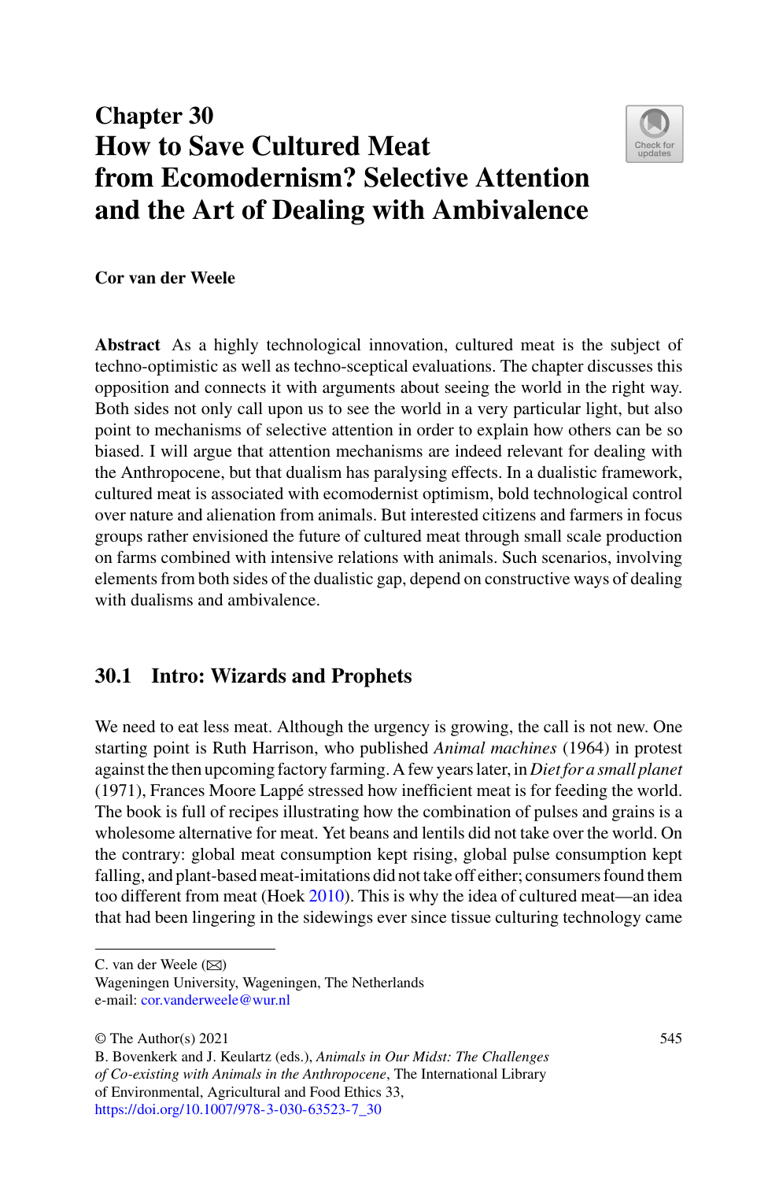# Chapter 30
# How to Save Cultured Meat from Ecomodernism? Selective Attention and the Art of Dealing with Ambivalence

**Cor van der Weele**

**Abstract** As a highly technological innovation, cultured meat is the subject of techno-optimistic as well as techno-sceptical evaluations. The chapter discusses this opposition and connects it with arguments about seeing the world in the right way. Both sides not only call upon us to see the world in a very particular light, but also point to mechanisms of selective attention in order to explain how others can be so biased. I will argue that attention mechanisms are indeed relevant for dealing with the Anthropocene, but that dualism has paralysing effects. In a dualistic framework, cultured meat is associated with ecomodernist optimism, bold technological control over nature and alienation from animals. But interested citizens and farmers in focus groups rather envisioned the future of cultured meat through small scale production on farms combined with intensive relations with animals. Such scenarios, involving elements from both sides of the dualistic gap, depend on constructive ways of dealing with dualisms and ambivalence.

## 30.1 Intro: Wizards and Prophets

We need to eat less meat. Although the urgency is growing, the call is not new. One starting point is Ruth Harrison, who published *Animal machines* (1964) in protest against the then upcoming factory farming. A few years later, in *Diet for a small planet* (1971), Frances Moore Lappé stressed how inefficient meat is for feeding the world. The book is full of recipes illustrating how the combination of pulses and grains is a wholesome alternative for meat. Yet beans and lentils did not take over the world. On the contrary: global meat consumption kept rising, global pulse consumption kept falling, and plant-based meat-imitations did not take off either; consumers found them too different from meat (Hoek 2010). This is why the idea of cultured meat—an idea that had been lingering in the sidewings ever since tissue culturing technology came

C. van der Weele (✉)
Wageningen University, Wageningen, The Netherlands
e-mail: cor.vanderweele@wur.nl

© The Author(s) 2021
B. Bovenkerk and J. Keulartz (eds.), *Animals in Our Midst: The Challenges of Co-existing with Animals in the Anthropocene*, The International Library of Environmental, Agricultural and Food Ethics 33,
https://doi.org/10.1007/978-3-030-63523-7_30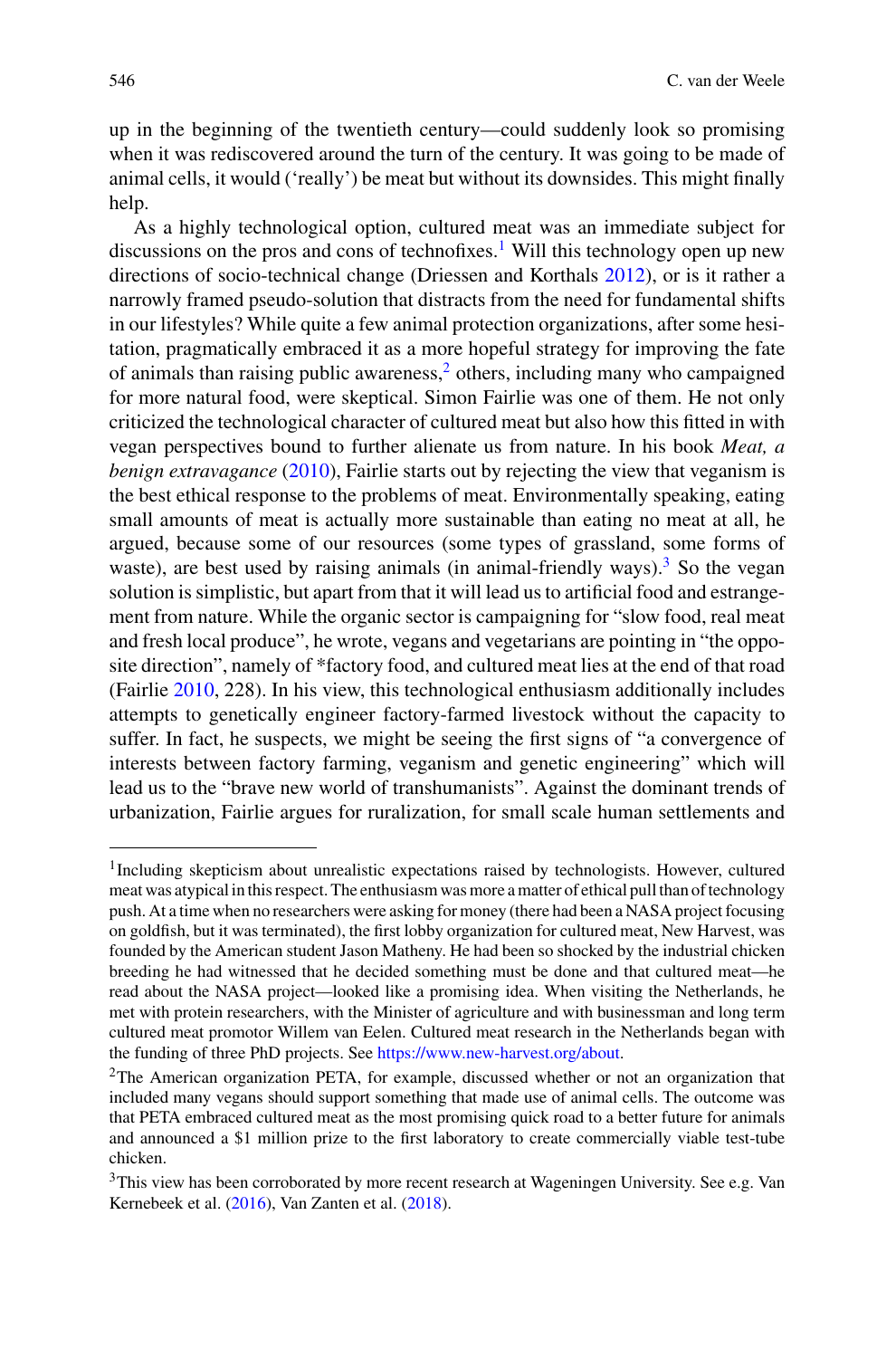up in the beginning of the twentieth century—could suddenly look so promising when it was rediscovered around the turn of the century. It was going to be made of animal cells, it would ('really') be meat but without its downsides. This might finally help.

As a highly technological option, cultured meat was an immediate subject for discussions on the pros and cons of technofixes.[1] Will this technology open up new directions of socio-technical change (Driessen and Korthals 2012), or is it rather a narrowly framed pseudo-solution that distracts from the need for fundamental shifts in our lifestyles? While quite a few animal protection organizations, after some hesitation, pragmatically embraced it as a more hopeful strategy for improving the fate of animals than raising public awareness,[2] others, including many who campaigned for more natural food, were skeptical. Simon Fairlie was one of them. He not only criticized the technological character of cultured meat but also how this fitted in with vegan perspectives bound to further alienate us from nature. In his book *Meat, a benign extravagance* (2010), Fairlie starts out by rejecting the view that veganism is the best ethical response to the problems of meat. Environmentally speaking, eating small amounts of meat is actually more sustainable than eating no meat at all, he argued, because some of our resources (some types of grassland, some forms of waste), are best used by raising animals (in animal-friendly ways).[3] So the vegan solution is simplistic, but apart from that it will lead us to artificial food and estrangement from nature. While the organic sector is campaigning for "slow food, real meat and fresh local produce", he wrote, vegans and vegetarians are pointing in "the opposite direction", namely of *factory food, and cultured meat lies at the end of that road (Fairlie 2010, 228). In his view, this technological enthusiasm additionally includes attempts to genetically engineer factory-farmed livestock without the capacity to suffer. In fact, he suspects, we might be seeing the first signs of "a convergence of interests between factory farming, veganism and genetic engineering" which will lead us to the "brave new world of transhumanists". Against the dominant trends of urbanization, Fairlie argues for ruralization, for small scale human settlements and

---

[1] Including skepticism about unrealistic expectations raised by technologists. However, cultured meat was atypical in this respect. The enthusiasm was more a matter of ethical pull than of technology push. At a time when no researchers were asking for money (there had been a NASA project focusing on goldfish, but it was terminated), the first lobby organization for cultured meat, New Harvest, was founded by the American student Jason Matheny. He had been so shocked by the industrial chicken breeding he had witnessed that he decided something must be done and that cultured meat—he read about the NASA project—looked like a promising idea. When visiting the Netherlands, he met with protein researchers, with the Minister of agriculture and with businessman and long term cultured meat promotor Willem van Eelen. Cultured meat research in the Netherlands began with the funding of three PhD projects. See https://www.new-harvest.org/about.

[2] The American organization PETA, for example, discussed whether or not an organization that included many vegans should support something that made use of animal cells. The outcome was that PETA embraced cultured meat as the most promising quick road to a better future for animals and announced a $1 million prize to the first laboratory to create commercially viable test-tube chicken.

[3] This view has been corroborated by more recent research at Wageningen University. See e.g. Van Kernebeek et al. (2016), Van Zanten et al. (2018).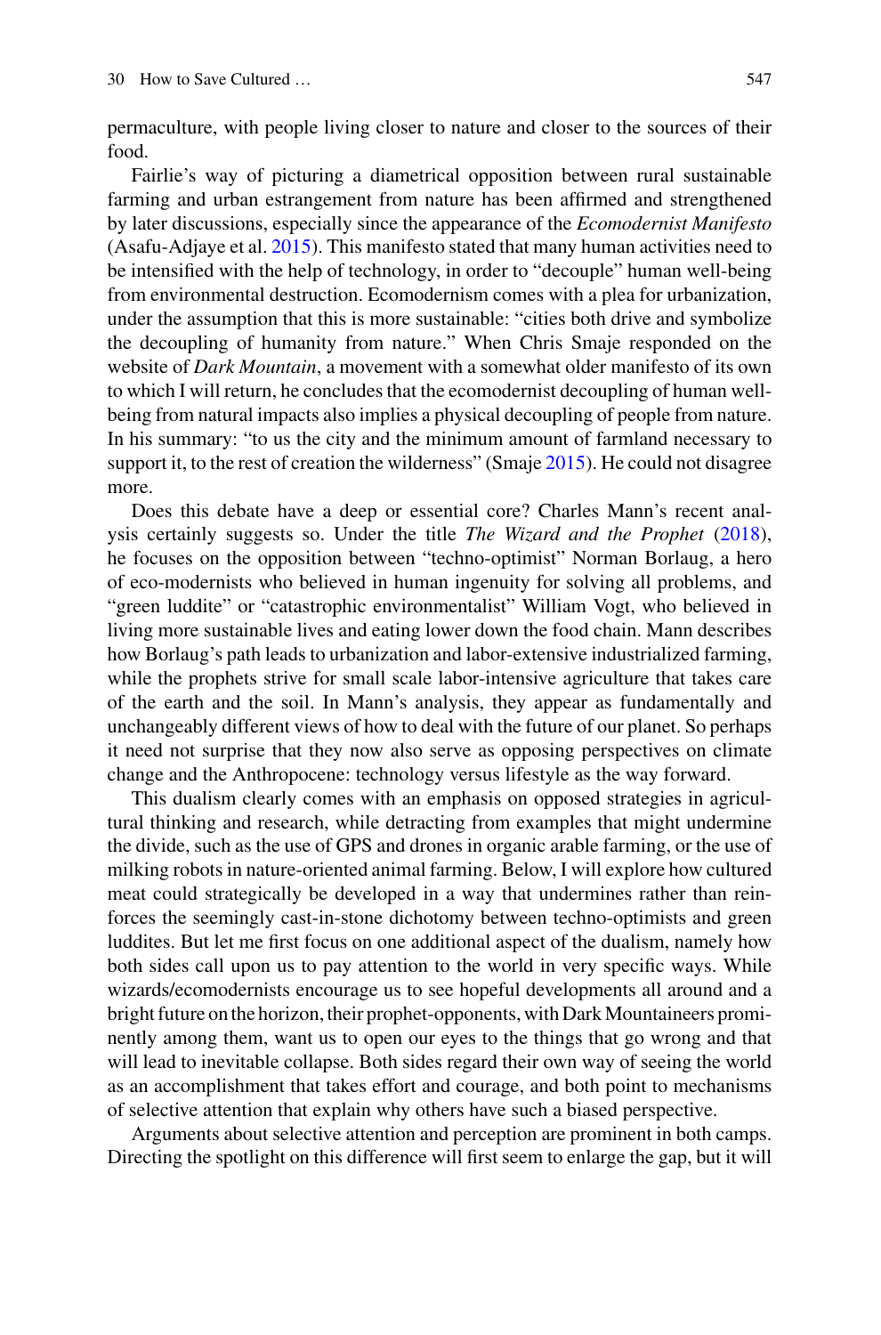permaculture, with people living closer to nature and closer to the sources of their food.

Fairlie's way of picturing a diametrical opposition between rural sustainable farming and urban estrangement from nature has been affirmed and strengthened by later discussions, especially since the appearance of the *Ecomodernist Manifesto* (Asafu-Adjaye et al. 2015). This manifesto stated that many human activities need to be intensified with the help of technology, in order to "decouple" human well-being from environmental destruction. Ecomodernism comes with a plea for urbanization, under the assumption that this is more sustainable: "cities both drive and symbolize the decoupling of humanity from nature." When Chris Smaje responded on the website of *Dark Mountain*, a movement with a somewhat older manifesto of its own to which I will return, he concludes that the ecomodernist decoupling of human well-being from natural impacts also implies a physical decoupling of people from nature. In his summary: "to us the city and the minimum amount of farmland necessary to support it, to the rest of creation the wilderness" (Smaje 2015). He could not disagree more.

Does this debate have a deep or essential core? Charles Mann's recent analysis certainly suggests so. Under the title *The Wizard and the Prophet* (2018), he focuses on the opposition between "techno-optimist" Norman Borlaug, a hero of eco-modernists who believed in human ingenuity for solving all problems, and "green luddite" or "catastrophic environmentalist" William Vogt, who believed in living more sustainable lives and eating lower down the food chain. Mann describes how Borlaug's path leads to urbanization and labor-extensive industrialized farming, while the prophets strive for small scale labor-intensive agriculture that takes care of the earth and the soil. In Mann's analysis, they appear as fundamentally and unchangeably different views of how to deal with the future of our planet. So perhaps it need not surprise that they now also serve as opposing perspectives on climate change and the Anthropocene: technology versus lifestyle as the way forward.

This dualism clearly comes with an emphasis on opposed strategies in agricultural thinking and research, while detracting from examples that might undermine the divide, such as the use of GPS and drones in organic arable farming, or the use of milking robots in nature-oriented animal farming. Below, I will explore how cultured meat could strategically be developed in a way that undermines rather than reinforces the seemingly cast-in-stone dichotomy between techno-optimists and green luddites. But let me first focus on one additional aspect of the dualism, namely how both sides call upon us to pay attention to the world in very specific ways. While wizards/ecomodernists encourage us to see hopeful developments all around and a bright future on the horizon, their prophet-opponents, with Dark Mountaineers prominently among them, want us to open our eyes to the things that go wrong and that will lead to inevitable collapse. Both sides regard their own way of seeing the world as an accomplishment that takes effort and courage, and both point to mechanisms of selective attention that explain why others have such a biased perspective.

Arguments about selective attention and perception are prominent in both camps. Directing the spotlight on this difference will first seem to enlarge the gap, but it will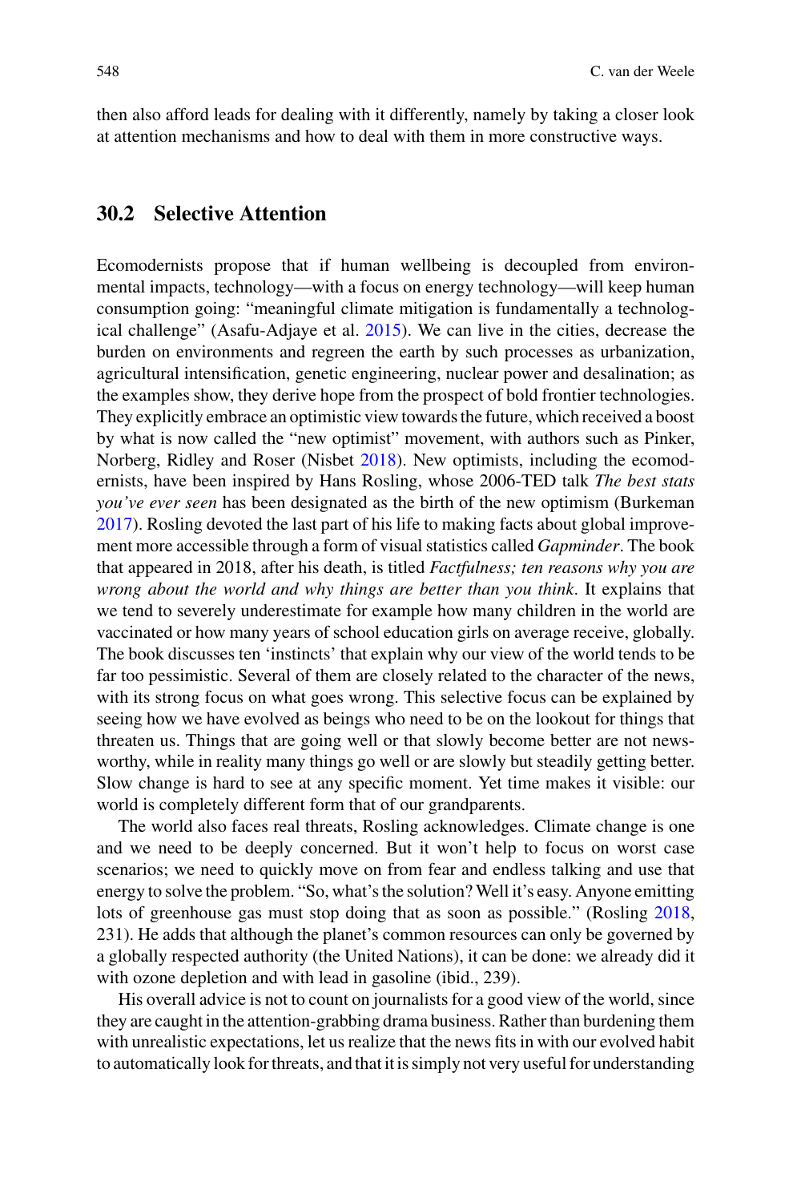then also afford leads for dealing with it differently, namely by taking a closer look at attention mechanisms and how to deal with them in more constructive ways.

## 30.2 Selective Attention

Ecomodernists propose that if human wellbeing is decoupled from environmental impacts, technology—with a focus on energy technology—will keep human consumption going: "meaningful climate mitigation is fundamentally a technological challenge" (Asafu-Adjaye et al. 2015). We can live in the cities, decrease the burden on environments and regreen the earth by such processes as urbanization, agricultural intensification, genetic engineering, nuclear power and desalination; as the examples show, they derive hope from the prospect of bold frontier technologies. They explicitly embrace an optimistic view towards the future, which received a boost by what is now called the "new optimist" movement, with authors such as Pinker, Norberg, Ridley and Roser (Nisbet 2018). New optimists, including the ecomodernists, have been inspired by Hans Rosling, whose 2006-TED talk *The best stats you've ever seen* has been designated as the birth of the new optimism (Burkeman 2017). Rosling devoted the last part of his life to making facts about global improvement more accessible through a form of visual statistics called *Gapminder*. The book that appeared in 2018, after his death, is titled *Factfulness; ten reasons why you are wrong about the world and why things are better than you think*. It explains that we tend to severely underestimate for example how many children in the world are vaccinated or how many years of school education girls on average receive, globally. The book discusses ten 'instincts' that explain why our view of the world tends to be far too pessimistic. Several of them are closely related to the character of the news, with its strong focus on what goes wrong. This selective focus can be explained by seeing how we have evolved as beings who need to be on the lookout for things that threaten us. Things that are going well or that slowly become better are not newsworthy, while in reality many things go well or are slowly but steadily getting better. Slow change is hard to see at any specific moment. Yet time makes it visible: our world is completely different form that of our grandparents.

The world also faces real threats, Rosling acknowledges. Climate change is one and we need to be deeply concerned. But it won't help to focus on worst case scenarios; we need to quickly move on from fear and endless talking and use that energy to solve the problem. "So, what's the solution? Well it's easy. Anyone emitting lots of greenhouse gas must stop doing that as soon as possible." (Rosling 2018, 231). He adds that although the planet's common resources can only be governed by a globally respected authority (the United Nations), it can be done: we already did it with ozone depletion and with lead in gasoline (ibid., 239).

His overall advice is not to count on journalists for a good view of the world, since they are caught in the attention-grabbing drama business. Rather than burdening them with unrealistic expectations, let us realize that the news fits in with our evolved habit to automatically look for threats, and that it is simply not very useful for understanding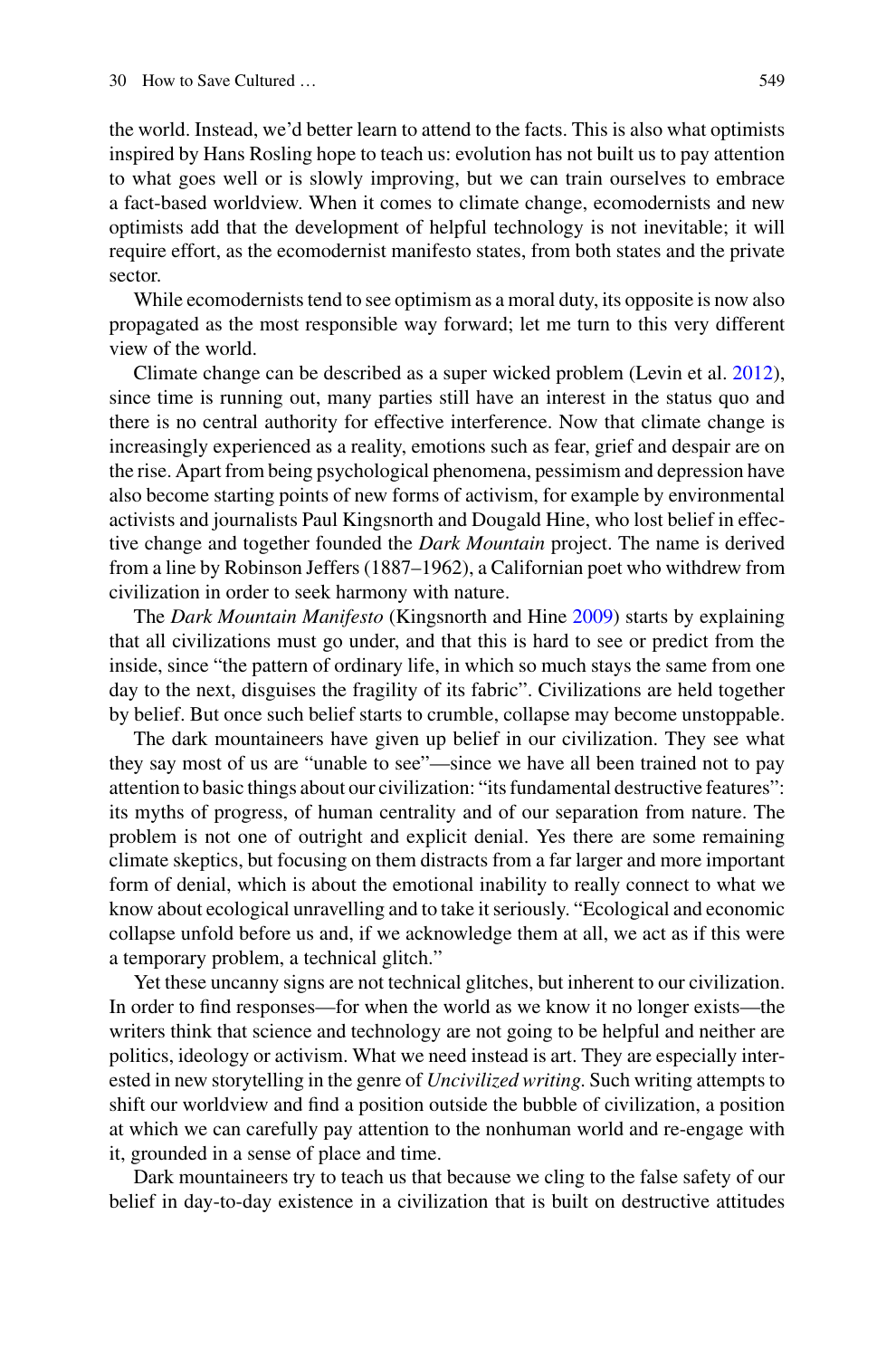the world. Instead, we'd better learn to attend to the facts. This is also what optimists inspired by Hans Rosling hope to teach us: evolution has not built us to pay attention to what goes well or is slowly improving, but we can train ourselves to embrace a fact-based worldview. When it comes to climate change, ecomodernists and new optimists add that the development of helpful technology is not inevitable; it will require effort, as the ecomodernist manifesto states, from both states and the private sector.

While ecomodernists tend to see optimism as a moral duty, its opposite is now also propagated as the most responsible way forward; let me turn to this very different view of the world.

Climate change can be described as a super wicked problem (Levin et al. 2012), since time is running out, many parties still have an interest in the status quo and there is no central authority for effective interference. Now that climate change is increasingly experienced as a reality, emotions such as fear, grief and despair are on the rise. Apart from being psychological phenomena, pessimism and depression have also become starting points of new forms of activism, for example by environmental activists and journalists Paul Kingsnorth and Dougald Hine, who lost belief in effective change and together founded the *Dark Mountain* project. The name is derived from a line by Robinson Jeffers (1887–1962), a Californian poet who withdrew from civilization in order to seek harmony with nature.

The *Dark Mountain Manifesto* (Kingsnorth and Hine 2009) starts by explaining that all civilizations must go under, and that this is hard to see or predict from the inside, since "the pattern of ordinary life, in which so much stays the same from one day to the next, disguises the fragility of its fabric". Civilizations are held together by belief. But once such belief starts to crumble, collapse may become unstoppable.

The dark mountaineers have given up belief in our civilization. They see what they say most of us are "unable to see"—since we have all been trained not to pay attention to basic things about our civilization: "its fundamental destructive features": its myths of progress, of human centrality and of our separation from nature. The problem is not one of outright and explicit denial. Yes there are some remaining climate skeptics, but focusing on them distracts from a far larger and more important form of denial, which is about the emotional inability to really connect to what we know about ecological unravelling and to take it seriously. "Ecological and economic collapse unfold before us and, if we acknowledge them at all, we act as if this were a temporary problem, a technical glitch."

Yet these uncanny signs are not technical glitches, but inherent to our civilization. In order to find responses—for when the world as we know it no longer exists—the writers think that science and technology are not going to be helpful and neither are politics, ideology or activism. What we need instead is art. They are especially interested in new storytelling in the genre of *Uncivilized writing*. Such writing attempts to shift our worldview and find a position outside the bubble of civilization, a position at which we can carefully pay attention to the nonhuman world and re-engage with it, grounded in a sense of place and time.

Dark mountaineers try to teach us that because we cling to the false safety of our belief in day-to-day existence in a civilization that is built on destructive attitudes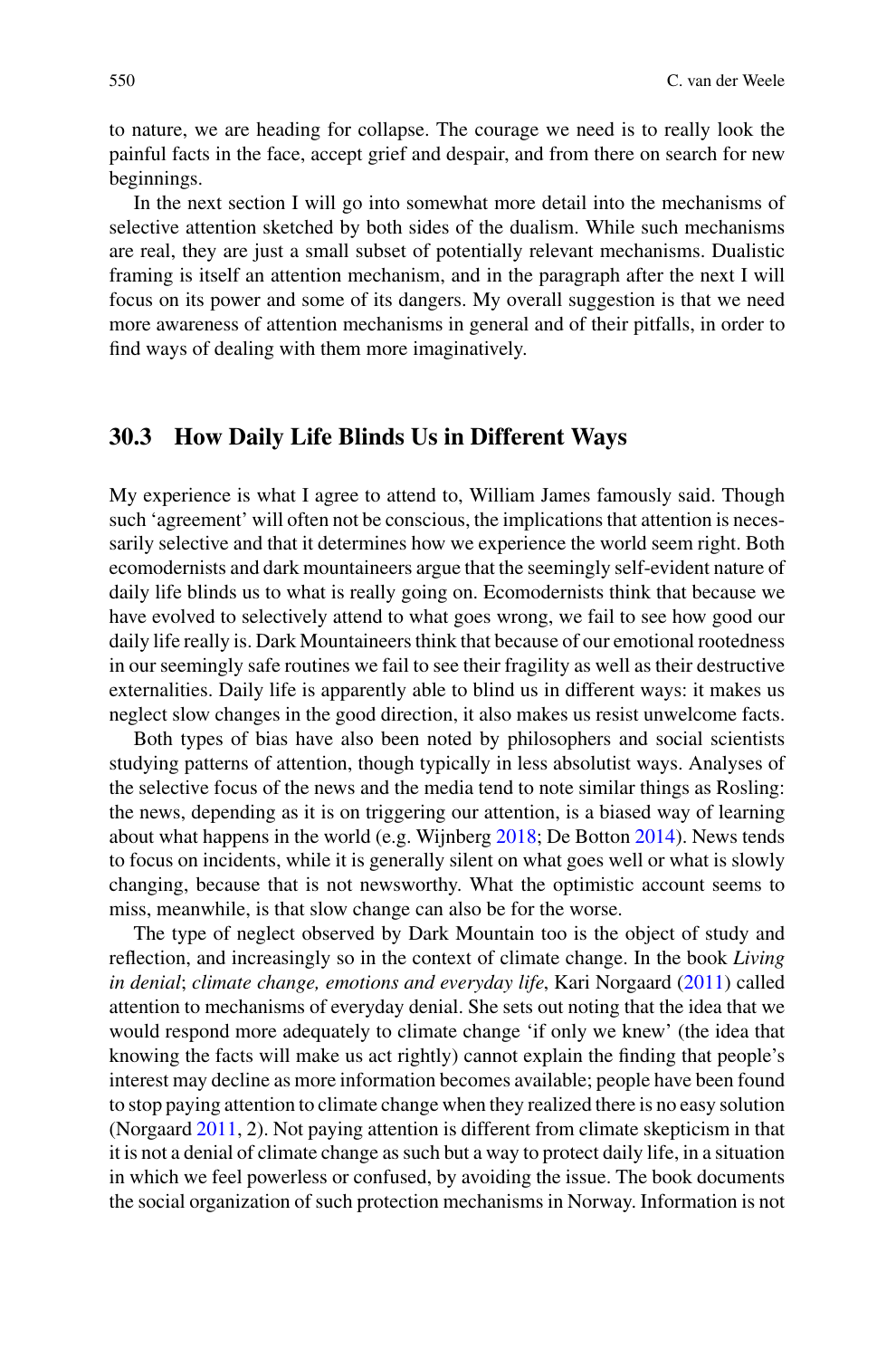to nature, we are heading for collapse. The courage we need is to really look the painful facts in the face, accept grief and despair, and from there on search for new beginnings.

In the next section I will go into somewhat more detail into the mechanisms of selective attention sketched by both sides of the dualism. While such mechanisms are real, they are just a small subset of potentially relevant mechanisms. Dualistic framing is itself an attention mechanism, and in the paragraph after the next I will focus on its power and some of its dangers. My overall suggestion is that we need more awareness of attention mechanisms in general and of their pitfalls, in order to find ways of dealing with them more imaginatively.

## 30.3 How Daily Life Blinds Us in Different Ways

My experience is what I agree to attend to, William James famously said. Though such 'agreement' will often not be conscious, the implications that attention is necessarily selective and that it determines how we experience the world seem right. Both ecomodernists and dark mountaineers argue that the seemingly self-evident nature of daily life blinds us to what is really going on. Ecomodernists think that because we have evolved to selectively attend to what goes wrong, we fail to see how good our daily life really is. Dark Mountaineers think that because of our emotional rootedness in our seemingly safe routines we fail to see their fragility as well as their destructive externalities. Daily life is apparently able to blind us in different ways: it makes us neglect slow changes in the good direction, it also makes us resist unwelcome facts.

Both types of bias have also been noted by philosophers and social scientists studying patterns of attention, though typically in less absolutist ways. Analyses of the selective focus of the news and the media tend to note similar things as Rosling: the news, depending as it is on triggering our attention, is a biased way of learning about what happens in the world (e.g. Wijnberg 2018; De Botton 2014). News tends to focus on incidents, while it is generally silent on what goes well or what is slowly changing, because that is not newsworthy. What the optimistic account seems to miss, meanwhile, is that slow change can also be for the worse.

The type of neglect observed by Dark Mountain too is the object of study and reflection, and increasingly so in the context of climate change. In the book *Living in denial*; *climate change, emotions and everyday life*, Kari Norgaard (2011) called attention to mechanisms of everyday denial. She sets out noting that the idea that we would respond more adequately to climate change 'if only we knew' (the idea that knowing the facts will make us act rightly) cannot explain the finding that people's interest may decline as more information becomes available; people have been found to stop paying attention to climate change when they realized there is no easy solution (Norgaard 2011, 2). Not paying attention is different from climate skepticism in that it is not a denial of climate change as such but a way to protect daily life, in a situation in which we feel powerless or confused, by avoiding the issue. The book documents the social organization of such protection mechanisms in Norway. Information is not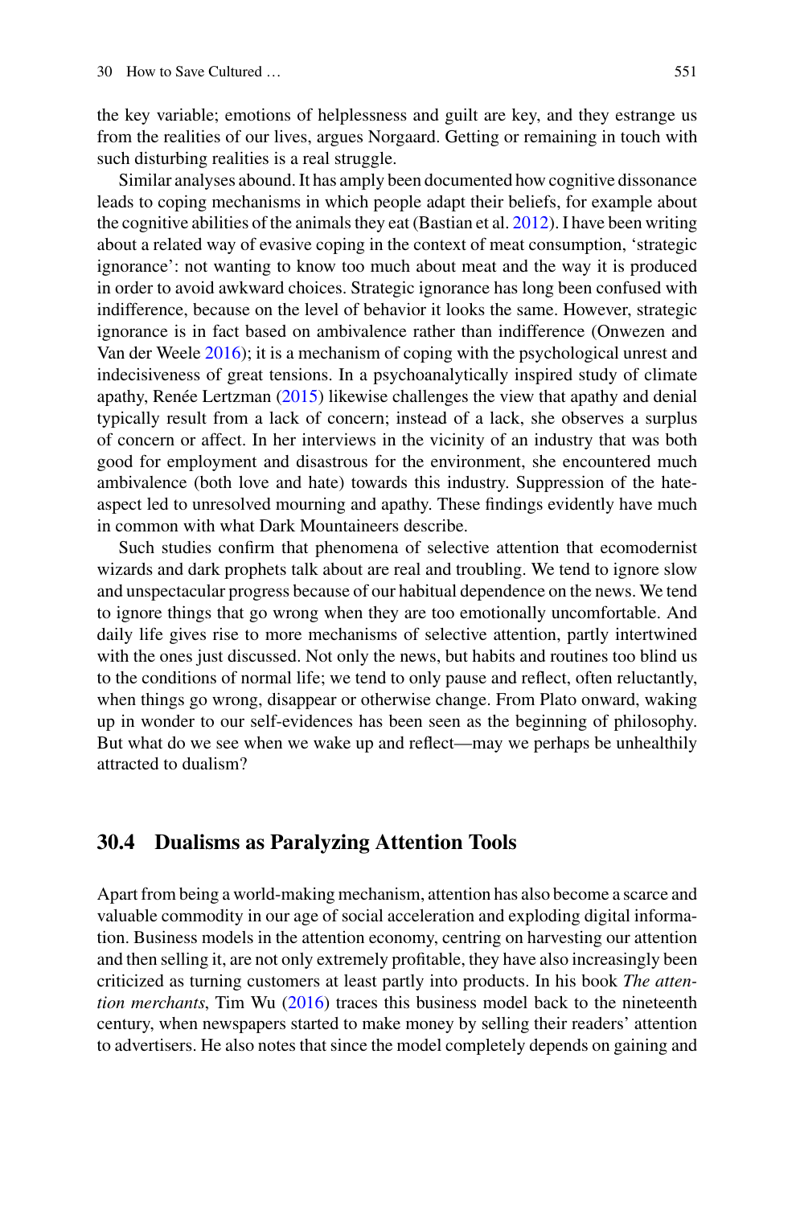the key variable; emotions of helplessness and guilt are key, and they estrange us from the realities of our lives, argues Norgaard. Getting or remaining in touch with such disturbing realities is a real struggle.

Similar analyses abound. It has amply been documented how cognitive dissonance leads to coping mechanisms in which people adapt their beliefs, for example about the cognitive abilities of the animals they eat (Bastian et al. 2012). I have been writing about a related way of evasive coping in the context of meat consumption, 'strategic ignorance': not wanting to know too much about meat and the way it is produced in order to avoid awkward choices. Strategic ignorance has long been confused with indifference, because on the level of behavior it looks the same. However, strategic ignorance is in fact based on ambivalence rather than indifference (Onwezen and Van der Weele 2016); it is a mechanism of coping with the psychological unrest and indecisiveness of great tensions. In a psychoanalytically inspired study of climate apathy, Renée Lertzman (2015) likewise challenges the view that apathy and denial typically result from a lack of concern; instead of a lack, she observes a surplus of concern or affect. In her interviews in the vicinity of an industry that was both good for employment and disastrous for the environment, she encountered much ambivalence (both love and hate) towards this industry. Suppression of the hate-aspect led to unresolved mourning and apathy. These findings evidently have much in common with what Dark Mountaineers describe.

Such studies confirm that phenomena of selective attention that ecomodernist wizards and dark prophets talk about are real and troubling. We tend to ignore slow and unspectacular progress because of our habitual dependence on the news. We tend to ignore things that go wrong when they are too emotionally uncomfortable. And daily life gives rise to more mechanisms of selective attention, partly intertwined with the ones just discussed. Not only the news, but habits and routines too blind us to the conditions of normal life; we tend to only pause and reflect, often reluctantly, when things go wrong, disappear or otherwise change. From Plato onward, waking up in wonder to our self-evidences has been seen as the beginning of philosophy. But what do we see when we wake up and reflect—may we perhaps be unhealthily attracted to dualism?

## 30.4 Dualisms as Paralyzing Attention Tools

Apart from being a world-making mechanism, attention has also become a scarce and valuable commodity in our age of social acceleration and exploding digital information. Business models in the attention economy, centring on harvesting our attention and then selling it, are not only extremely profitable, they have also increasingly been criticized as turning customers at least partly into products. In his book *The attention merchants*, Tim Wu (2016) traces this business model back to the nineteenth century, when newspapers started to make money by selling their readers' attention to advertisers. He also notes that since the model completely depends on gaining and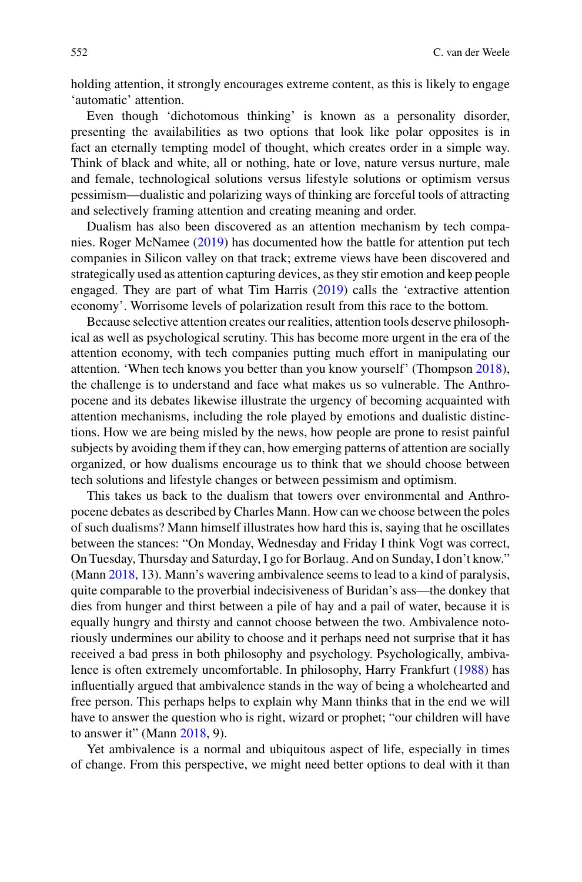holding attention, it strongly encourages extreme content, as this is likely to engage 'automatic' attention.

Even though 'dichotomous thinking' is known as a personality disorder, presenting the availabilities as two options that look like polar opposites is in fact an eternally tempting model of thought, which creates order in a simple way. Think of black and white, all or nothing, hate or love, nature versus nurture, male and female, technological solutions versus lifestyle solutions or optimism versus pessimism—dualistic and polarizing ways of thinking are forceful tools of attracting and selectively framing attention and creating meaning and order.

Dualism has also been discovered as an attention mechanism by tech companies. Roger McNamee (2019) has documented how the battle for attention put tech companies in Silicon valley on that track; extreme views have been discovered and strategically used as attention capturing devices, as they stir emotion and keep people engaged. They are part of what Tim Harris (2019) calls the 'extractive attention economy'. Worrisome levels of polarization result from this race to the bottom.

Because selective attention creates our realities, attention tools deserve philosophical as well as psychological scrutiny. This has become more urgent in the era of the attention economy, with tech companies putting much effort in manipulating our attention. 'When tech knows you better than you know yourself' (Thompson 2018), the challenge is to understand and face what makes us so vulnerable. The Anthropocene and its debates likewise illustrate the urgency of becoming acquainted with attention mechanisms, including the role played by emotions and dualistic distinctions. How we are being misled by the news, how people are prone to resist painful subjects by avoiding them if they can, how emerging patterns of attention are socially organized, or how dualisms encourage us to think that we should choose between tech solutions and lifestyle changes or between pessimism and optimism.

This takes us back to the dualism that towers over environmental and Anthropocene debates as described by Charles Mann. How can we choose between the poles of such dualisms? Mann himself illustrates how hard this is, saying that he oscillates between the stances: "On Monday, Wednesday and Friday I think Vogt was correct, On Tuesday, Thursday and Saturday, I go for Borlaug. And on Sunday, I don't know." (Mann 2018, 13). Mann's wavering ambivalence seems to lead to a kind of paralysis, quite comparable to the proverbial indecisiveness of Buridan's ass—the donkey that dies from hunger and thirst between a pile of hay and a pail of water, because it is equally hungry and thirsty and cannot choose between the two. Ambivalence notoriously undermines our ability to choose and it perhaps need not surprise that it has received a bad press in both philosophy and psychology. Psychologically, ambivalence is often extremely uncomfortable. In philosophy, Harry Frankfurt (1988) has influentially argued that ambivalence stands in the way of being a wholehearted and free person. This perhaps helps to explain why Mann thinks that in the end we will have to answer the question who is right, wizard or prophet; "our children will have to answer it" (Mann 2018, 9).

Yet ambivalence is a normal and ubiquitous aspect of life, especially in times of change. From this perspective, we might need better options to deal with it than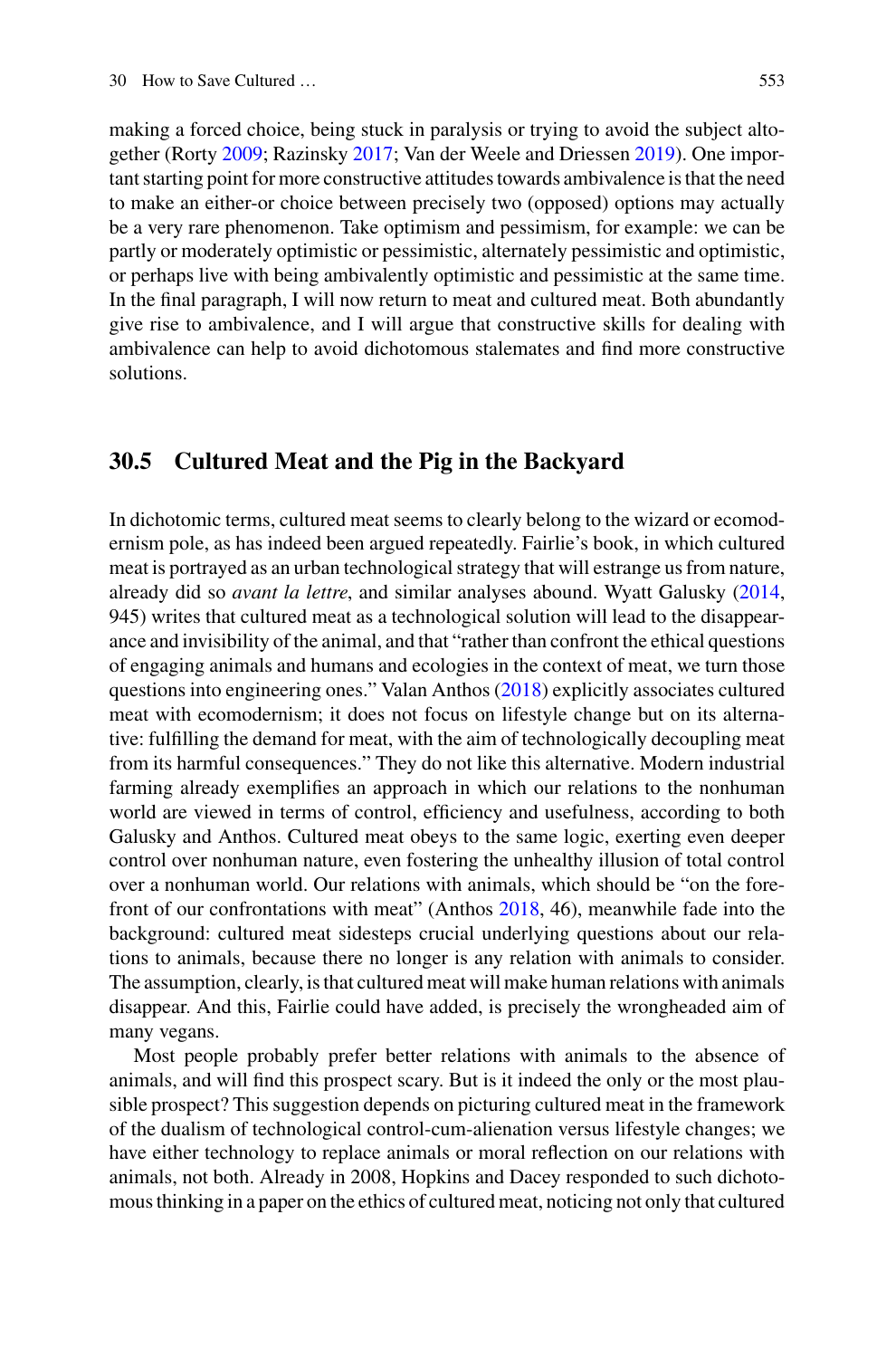making a forced choice, being stuck in paralysis or trying to avoid the subject altogether (Rorty 2009; Razinsky 2017; Van der Weele and Driessen 2019). One important starting point for more constructive attitudes towards ambivalence is that the need to make an either-or choice between precisely two (opposed) options may actually be a very rare phenomenon. Take optimism and pessimism, for example: we can be partly or moderately optimistic or pessimistic, alternately pessimistic and optimistic, or perhaps live with being ambivalently optimistic and pessimistic at the same time. In the final paragraph, I will now return to meat and cultured meat. Both abundantly give rise to ambivalence, and I will argue that constructive skills for dealing with ambivalence can help to avoid dichotomous stalemates and find more constructive solutions.

## 30.5 Cultured Meat and the Pig in the Backyard

In dichotomic terms, cultured meat seems to clearly belong to the wizard or ecomodernism pole, as has indeed been argued repeatedly. Fairlie's book, in which cultured meat is portrayed as an urban technological strategy that will estrange us from nature, already did so *avant la lettre*, and similar analyses abound. Wyatt Galusky (2014, 945) writes that cultured meat as a technological solution will lead to the disappearance and invisibility of the animal, and that "rather than confront the ethical questions of engaging animals and humans and ecologies in the context of meat, we turn those questions into engineering ones." Valan Anthos (2018) explicitly associates cultured meat with ecomodernism; it does not focus on lifestyle change but on its alternative: fulfilling the demand for meat, with the aim of technologically decoupling meat from its harmful consequences." They do not like this alternative. Modern industrial farming already exemplifies an approach in which our relations to the nonhuman world are viewed in terms of control, efficiency and usefulness, according to both Galusky and Anthos. Cultured meat obeys to the same logic, exerting even deeper control over nonhuman nature, even fostering the unhealthy illusion of total control over a nonhuman world. Our relations with animals, which should be "on the forefront of our confrontations with meat" (Anthos 2018, 46), meanwhile fade into the background: cultured meat sidesteps crucial underlying questions about our relations to animals, because there no longer is any relation with animals to consider. The assumption, clearly, is that cultured meat will make human relations with animals disappear. And this, Fairlie could have added, is precisely the wrongheaded aim of many vegans.

Most people probably prefer better relations with animals to the absence of animals, and will find this prospect scary. But is it indeed the only or the most plausible prospect? This suggestion depends on picturing cultured meat in the framework of the dualism of technological control-cum-alienation versus lifestyle changes; we have either technology to replace animals or moral reflection on our relations with animals, not both. Already in 2008, Hopkins and Dacey responded to such dichotomous thinking in a paper on the ethics of cultured meat, noticing not only that cultured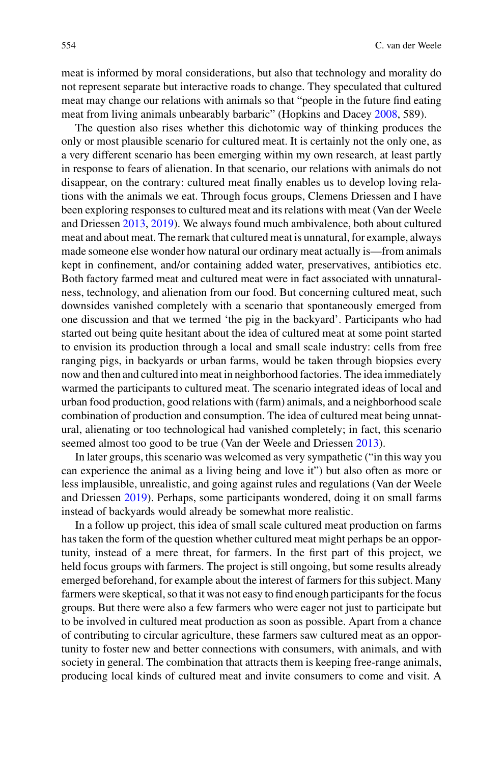meat is informed by moral considerations, but also that technology and morality do not represent separate but interactive roads to change. They speculated that cultured meat may change our relations with animals so that "people in the future find eating meat from living animals unbearably barbaric" (Hopkins and Dacey 2008, 589).

The question also rises whether this dichotomic way of thinking produces the only or most plausible scenario for cultured meat. It is certainly not the only one, as a very different scenario has been emerging within my own research, at least partly in response to fears of alienation. In that scenario, our relations with animals do not disappear, on the contrary: cultured meat finally enables us to develop loving relations with the animals we eat. Through focus groups, Clemens Driessen and I have been exploring responses to cultured meat and its relations with meat (Van der Weele and Driessen 2013, 2019). We always found much ambivalence, both about cultured meat and about meat. The remark that cultured meat is unnatural, for example, always made someone else wonder how natural our ordinary meat actually is—from animals kept in confinement, and/or containing added water, preservatives, antibiotics etc. Both factory farmed meat and cultured meat were in fact associated with unnaturalness, technology, and alienation from our food. But concerning cultured meat, such downsides vanished completely with a scenario that spontaneously emerged from one discussion and that we termed 'the pig in the backyard'. Participants who had started out being quite hesitant about the idea of cultured meat at some point started to envision its production through a local and small scale industry: cells from free ranging pigs, in backyards or urban farms, would be taken through biopsies every now and then and cultured into meat in neighborhood factories. The idea immediately warmed the participants to cultured meat. The scenario integrated ideas of local and urban food production, good relations with (farm) animals, and a neighborhood scale combination of production and consumption. The idea of cultured meat being unnatural, alienating or too technological had vanished completely; in fact, this scenario seemed almost too good to be true (Van der Weele and Driessen 2013).

In later groups, this scenario was welcomed as very sympathetic ("in this way you can experience the animal as a living being and love it") but also often as more or less implausible, unrealistic, and going against rules and regulations (Van der Weele and Driessen 2019). Perhaps, some participants wondered, doing it on small farms instead of backyards would already be somewhat more realistic.

In a follow up project, this idea of small scale cultured meat production on farms has taken the form of the question whether cultured meat might perhaps be an opportunity, instead of a mere threat, for farmers. In the first part of this project, we held focus groups with farmers. The project is still ongoing, but some results already emerged beforehand, for example about the interest of farmers for this subject. Many farmers were skeptical, so that it was not easy to find enough participants for the focus groups. But there were also a few farmers who were eager not just to participate but to be involved in cultured meat production as soon as possible. Apart from a chance of contributing to circular agriculture, these farmers saw cultured meat as an opportunity to foster new and better connections with consumers, with animals, and with society in general. The combination that attracts them is keeping free-range animals, producing local kinds of cultured meat and invite consumers to come and visit. A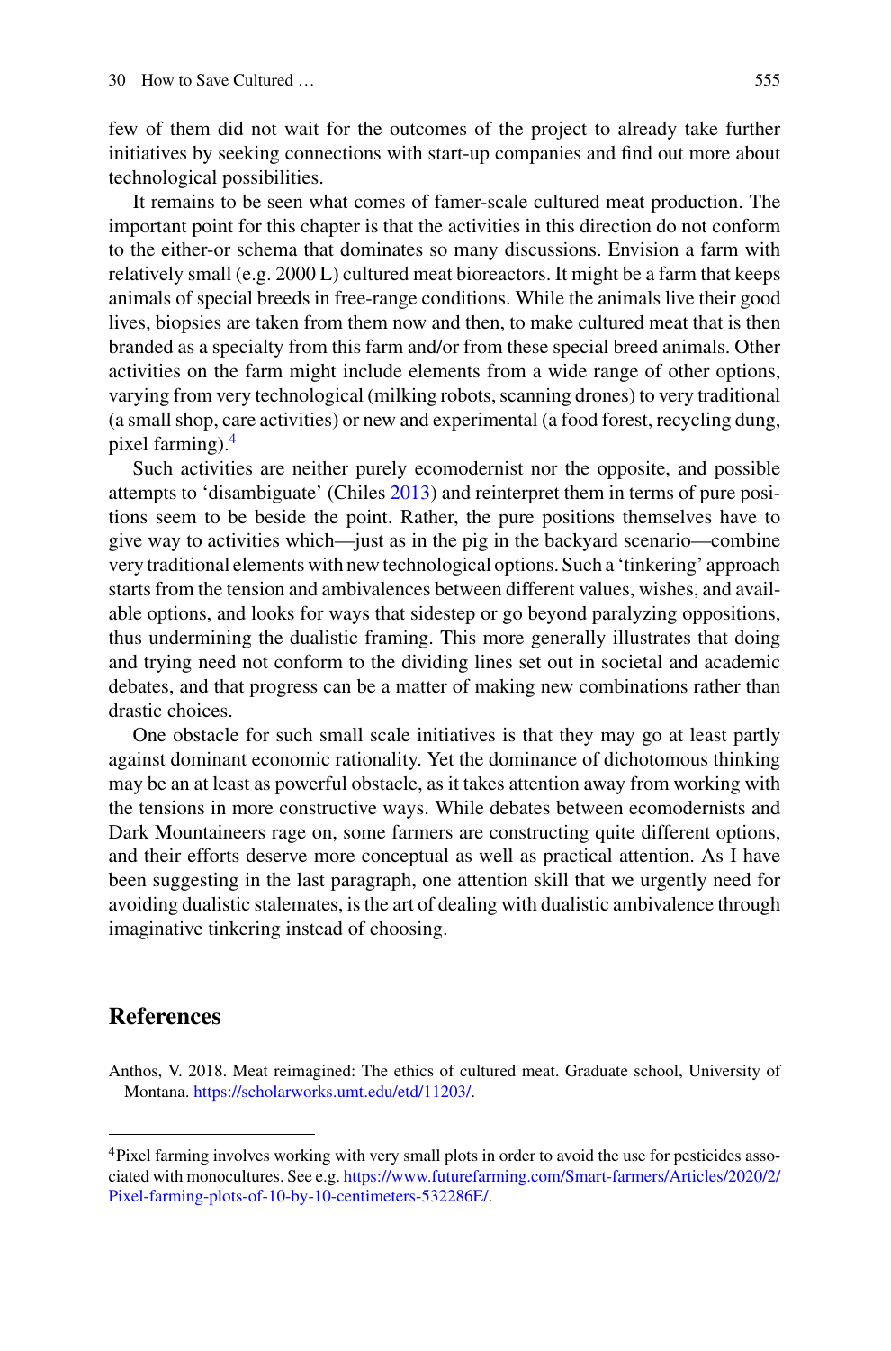few of them did not wait for the outcomes of the project to already take further initiatives by seeking connections with start-up companies and find out more about technological possibilities.

It remains to be seen what comes of famer-scale cultured meat production. The important point for this chapter is that the activities in this direction do not conform to the either-or schema that dominates so many discussions. Envision a farm with relatively small (e.g. 2000 L) cultured meat bioreactors. It might be a farm that keeps animals of special breeds in free-range conditions. While the animals live their good lives, biopsies are taken from them now and then, to make cultured meat that is then branded as a specialty from this farm and/or from these special breed animals. Other activities on the farm might include elements from a wide range of other options, varying from very technological (milking robots, scanning drones) to very traditional (a small shop, care activities) or new and experimental (a food forest, recycling dung, pixel farming).[4]

Such activities are neither purely ecomodernist nor the opposite, and possible attempts to 'disambiguate' (Chiles 2013) and reinterpret them in terms of pure positions seem to be beside the point. Rather, the pure positions themselves have to give way to activities which—just as in the pig in the backyard scenario—combine very traditional elements with new technological options. Such a 'tinkering' approach starts from the tension and ambivalences between different values, wishes, and available options, and looks for ways that sidestep or go beyond paralyzing oppositions, thus undermining the dualistic framing. This more generally illustrates that doing and trying need not conform to the dividing lines set out in societal and academic debates, and that progress can be a matter of making new combinations rather than drastic choices.

One obstacle for such small scale initiatives is that they may go at least partly against dominant economic rationality. Yet the dominance of dichotomous thinking may be an at least as powerful obstacle, as it takes attention away from working with the tensions in more constructive ways. While debates between ecomodernists and Dark Mountaineers rage on, some farmers are constructing quite different options, and their efforts deserve more conceptual as well as practical attention. As I have been suggesting in the last paragraph, one attention skill that we urgently need for avoiding dualistic stalemates, is the art of dealing with dualistic ambivalence through imaginative tinkering instead of choosing.

## References

Anthos, V. 2018. Meat reimagined: The ethics of cultured meat. Graduate school, University of Montana. https://scholarworks.umt.edu/etd/11203/.

---

[4] Pixel farming involves working with very small plots in order to avoid the use for pesticides associated with monocultures. See e.g. https://www.futurefarming.com/Smart-farmers/Articles/2020/2/Pixel-farming-plots-of-10-by-10-centimeters-532286E/.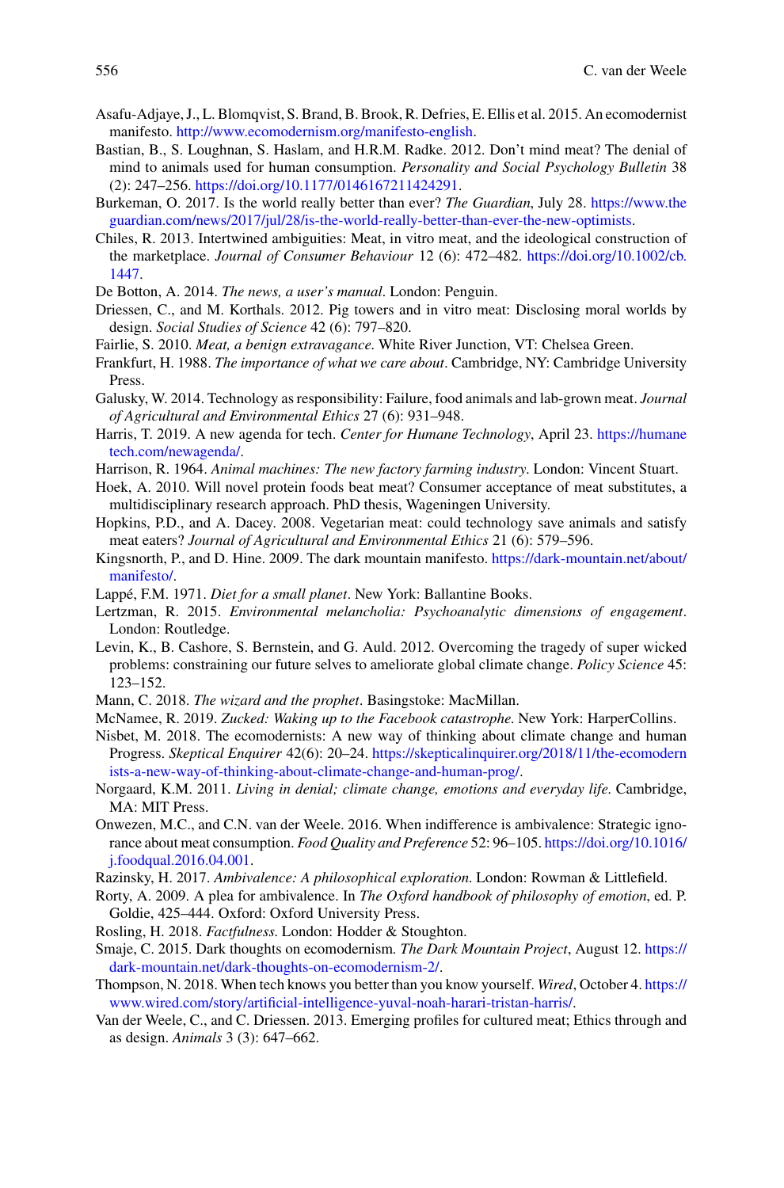Asafu-Adjaye, J., L. Blomqvist, S. Brand, B. Brook, R. Defries, E. Ellis et al. 2015. An ecomodernist manifesto. http://www.ecomodernism.org/manifesto-english.

Bastian, B., S. Loughnan, S. Haslam, and H.R.M. Radke. 2012. Don't mind meat? The denial of mind to animals used for human consumption. *Personality and Social Psychology Bulletin* 38 (2): 247–256. https://doi.org/10.1177/0146167211424291.

Burkeman, O. 2017. Is the world really better than ever? *The Guardian*, July 28. https://www.theguardian.com/news/2017/jul/28/is-the-world-really-better-than-ever-the-new-optimists.

Chiles, R. 2013. Intertwined ambiguities: Meat, in vitro meat, and the ideological construction of the marketplace. *Journal of Consumer Behaviour* 12 (6): 472–482. https://doi.org/10.1002/cb.1447.

De Botton, A. 2014. *The news, a user's manual*. London: Penguin.

Driessen, C., and M. Korthals. 2012. Pig towers and in vitro meat: Disclosing moral worlds by design. *Social Studies of Science* 42 (6): 797–820.

Fairlie, S. 2010. *Meat, a benign extravagance.* White River Junction, VT: Chelsea Green.

Frankfurt, H. 1988. *The importance of what we care about*. Cambridge, NY: Cambridge University Press.

Galusky, W. 2014. Technology as responsibility: Failure, food animals and lab-grown meat. *Journal of Agricultural and Environmental Ethics* 27 (6): 931–948.

Harris, T. 2019. A new agenda for tech. *Center for Humane Technology*, April 23. https://humanetech.com/newagenda/.

Harrison, R. 1964. *Animal machines: The new factory farming industry*. London: Vincent Stuart.

Hoek, A. 2010. Will novel protein foods beat meat? Consumer acceptance of meat substitutes, a multidisciplinary research approach. PhD thesis, Wageningen University.

Hopkins, P.D., and A. Dacey. 2008. Vegetarian meat: could technology save animals and satisfy meat eaters? *Journal of Agricultural and Environmental Ethics* 21 (6): 579–596.

Kingsnorth, P., and D. Hine. 2009. The dark mountain manifesto. https://dark-mountain.net/about/manifesto/.

Lappé, F.M. 1971. *Diet for a small planet*. New York: Ballantine Books.

Lertzman, R. 2015. *Environmental melancholia: Psychoanalytic dimensions of engagement*. London: Routledge.

Levin, K., B. Cashore, S. Bernstein, and G. Auld. 2012. Overcoming the tragedy of super wicked problems: constraining our future selves to ameliorate global climate change. *Policy Science* 45: 123–152.

Mann, C. 2018. *The wizard and the prophet*. Basingstoke: MacMillan.

McNamee, R. 2019. *Zucked: Waking up to the Facebook catastrophe*. New York: HarperCollins.

Nisbet, M. 2018. The ecomodernists: A new way of thinking about climate change and human Progress. *Skeptical Enquirer* 42(6): 20–24. https://skepticalinquirer.org/2018/11/the-ecomodernists-a-new-way-of-thinking-about-climate-change-and-human-prog/.

Norgaard, K.M. 2011. *Living in denial; climate change, emotions and everyday life*. Cambridge, MA: MIT Press.

Onwezen, M.C., and C.N. van der Weele. 2016. When indifference is ambivalence: Strategic ignorance about meat consumption. *Food Quality and Preference* 52: 96–105. https://doi.org/10.1016/j.foodqual.2016.04.001.

Razinsky, H. 2017. *Ambivalence: A philosophical exploration*. London: Rowman & Littlefield.

Rorty, A. 2009. A plea for ambivalence. In *The Oxford handbook of philosophy of emotion*, ed. P. Goldie, 425–444. Oxford: Oxford University Press.

Rosling, H. 2018. *Factfulness*. London: Hodder & Stoughton.

Smaje, C. 2015. Dark thoughts on ecomodernism. *The Dark Mountain Project*, August 12. https://dark-mountain.net/dark-thoughts-on-ecomodernism-2/.

Thompson, N. 2018. When tech knows you better than you know yourself. *Wired*, October 4. https://www.wired.com/story/artificial-intelligence-yuval-noah-harari-tristan-harris/.

Van der Weele, C., and C. Driessen. 2013. Emerging profiles for cultured meat; Ethics through and as design. *Animals* 3 (3): 647–662.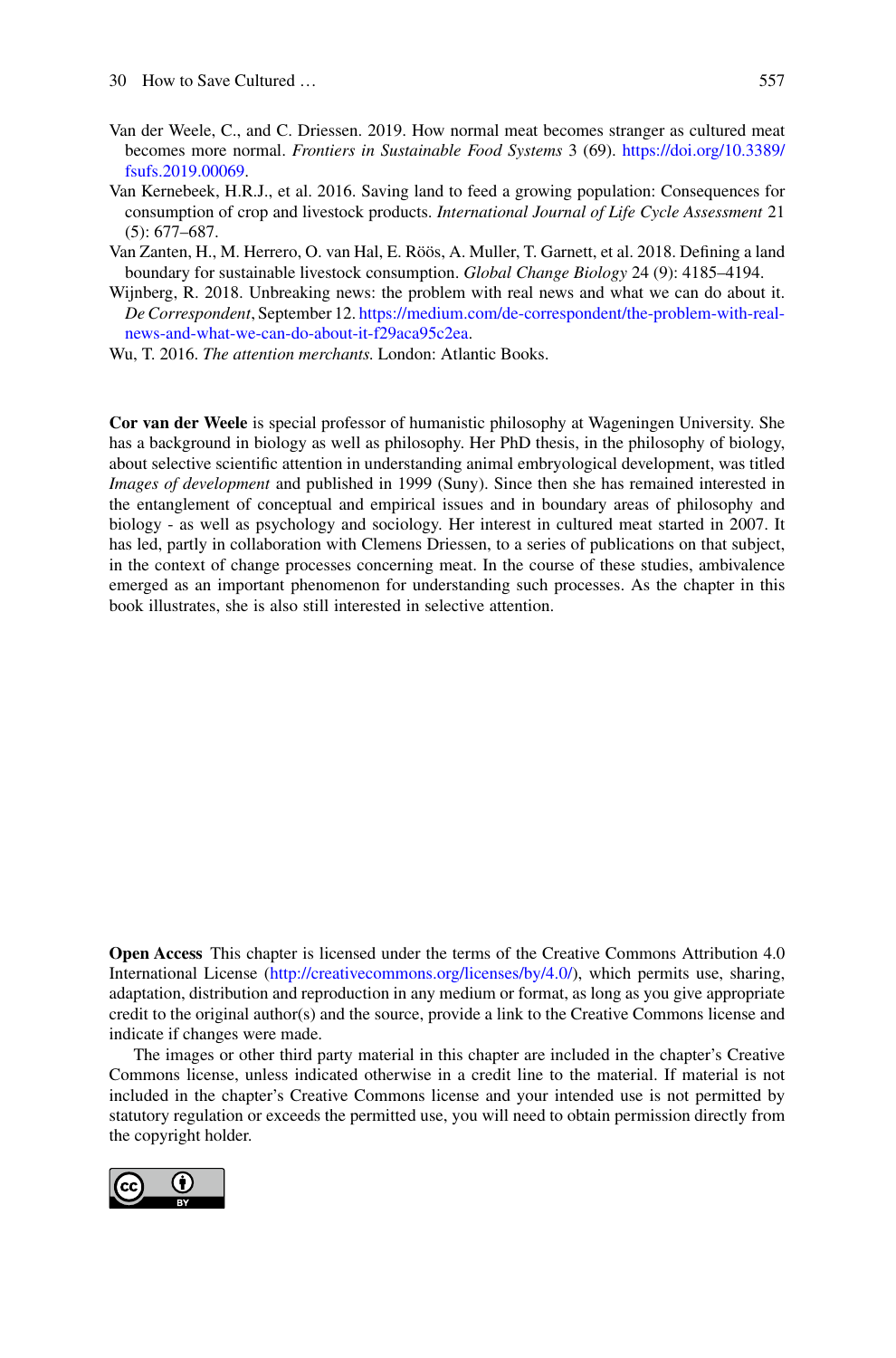Van der Weele, C., and C. Driessen. 2019. How normal meat becomes stranger as cultured meat becomes more normal. *Frontiers in Sustainable Food Systems* 3 (69). https://doi.org/10.3389/fsufs.2019.00069.

Van Kernebeek, H.R.J., et al. 2016. Saving land to feed a growing population: Consequences for consumption of crop and livestock products. *International Journal of Life Cycle Assessment* 21 (5): 677–687.

Van Zanten, H., M. Herrero, O. van Hal, E. Röös, A. Muller, T. Garnett, et al. 2018. Defining a land boundary for sustainable livestock consumption. *Global Change Biology* 24 (9): 4185–4194.

Wijnberg, R. 2018. Unbreaking news: the problem with real news and what we can do about it. *De Correspondent*, September 12. https://medium.com/de-correspondent/the-problem-with-real-news-and-what-we-can-do-about-it-f29aca95c2ea.

Wu, T. 2016. *The attention merchants.* London: Atlantic Books.

**Cor van der Weele** is special professor of humanistic philosophy at Wageningen University. She has a background in biology as well as philosophy. Her PhD thesis, in the philosophy of biology, about selective scientific attention in understanding animal embryological development, was titled *Images of development* and published in 1999 (Suny). Since then she has remained interested in the entanglement of conceptual and empirical issues and in boundary areas of philosophy and biology - as well as psychology and sociology. Her interest in cultured meat started in 2007. It has led, partly in collaboration with Clemens Driessen, to a series of publications on that subject, in the context of change processes concerning meat. In the course of these studies, ambivalence emerged as an important phenomenon for understanding such processes. As the chapter in this book illustrates, she is also still interested in selective attention.

**Open Access** This chapter is licensed under the terms of the Creative Commons Attribution 4.0 International License (http://creativecommons.org/licenses/by/4.0/), which permits use, sharing, adaptation, distribution and reproduction in any medium or format, as long as you give appropriate credit to the original author(s) and the source, provide a link to the Creative Commons license and indicate if changes were made.

The images or other third party material in this chapter are included in the chapter's Creative Commons license, unless indicated otherwise in a credit line to the material. If material is not included in the chapter's Creative Commons license and your intended use is not permitted by statutory regulation or exceeds the permitted use, you will need to obtain permission directly from the copyright holder.